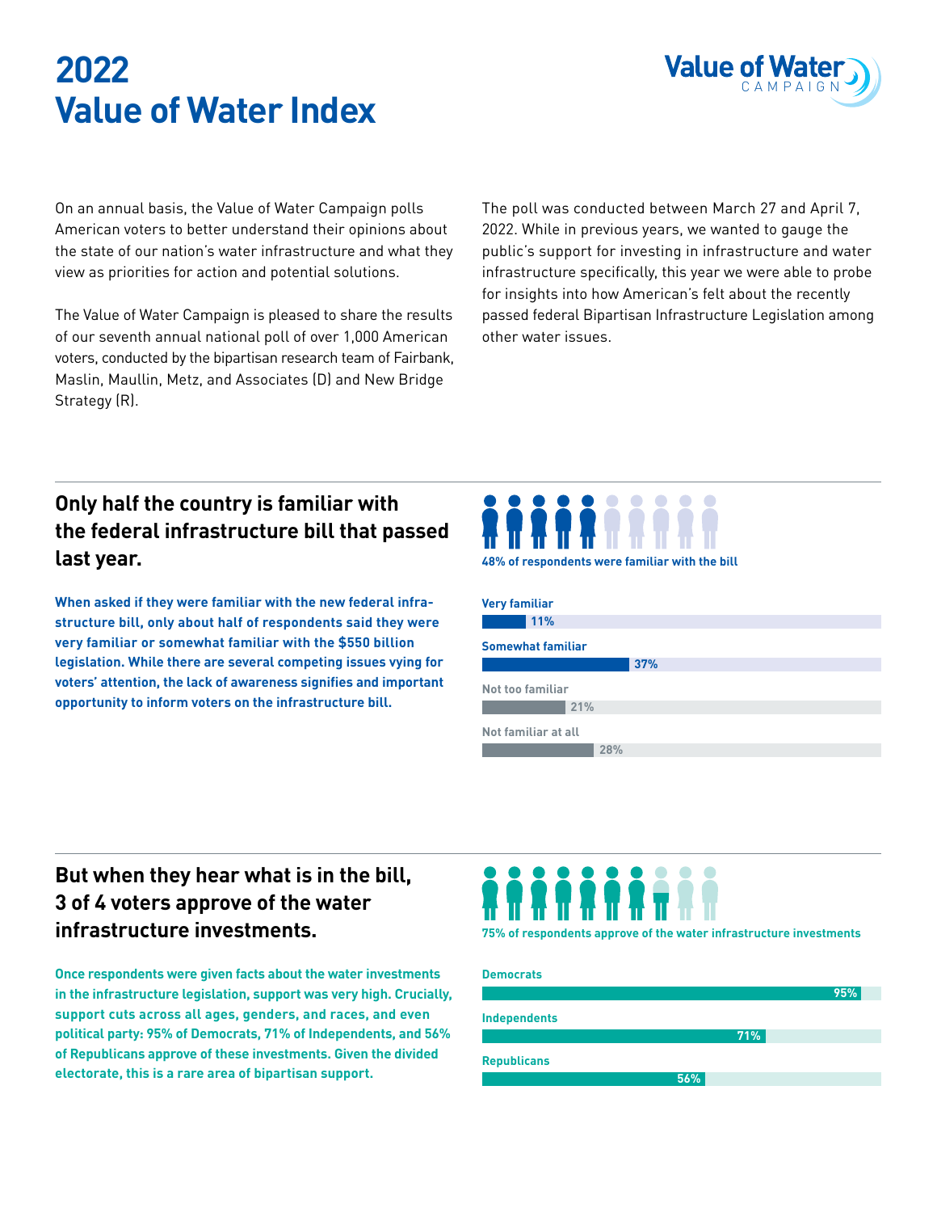# 2022 Value of Water Index

Value of Water CAMPAIGN

On an annual basis, the Value of Water Campaign polls American voters to better understand their opinions about the state of our nation's water infrastructure and what they view as priorities for action and potential solutions.

The Value of Water Campaign is pleased to share the results of our seventh annual national poll of over 1,000 American voters, conducted by the bipartisan research team of Fairbank, Maslin, Maullin, Metz, and Associates (D) and New Bridge Strategy (R).

The poll was conducted between March 27 and April 7, 2022. While in previous years, we wanted to gauge the public's support for investing in infrastructure and water infrastructure specifically, this year we were able to probe for insights into how American's felt about the recently passed federal Bipartisan Infrastructure Legislation among other water issues.

## Only half the country is familiar with the federal infrastructure bill that passed last year.

**When asked if they were familiar with the new federal infrastructure bill, only about half of respondents said they were very familiar or somewhat familiar with the $550 billion legislation. While there are several competing issues vying for voters' attention, the lack of awareness signifies and important opportunity to inform voters on the infrastructure bill.**

**48% of respondents were familiar with the bill**

| Familiarity | Percent |
|---|---|
| Very familiar | 11% |
| Somewhat familiar | 37% |
| Not too familiar | 21% |
| Not familiar at all | 28% |

## But when they hear what is in the bill, 3 of 4 voters approve of the water infrastructure investments.

**Once respondents were given facts about the water investments in the infrastructure legislation, support was very high. Crucially, support cuts across all ages, genders, and races, and even political party: 95% of Democrats, 71% of Independents, and 56% of Republicans approve of these investments. Given the divided electorate, this is a rare area of bipartisan support.**

**75% of respondents approve of the water infrastructure investments**

| Party | Percent |
|---|---|
| Democrats | 95% |
| Independents | 71% |
| Republicans | 56% |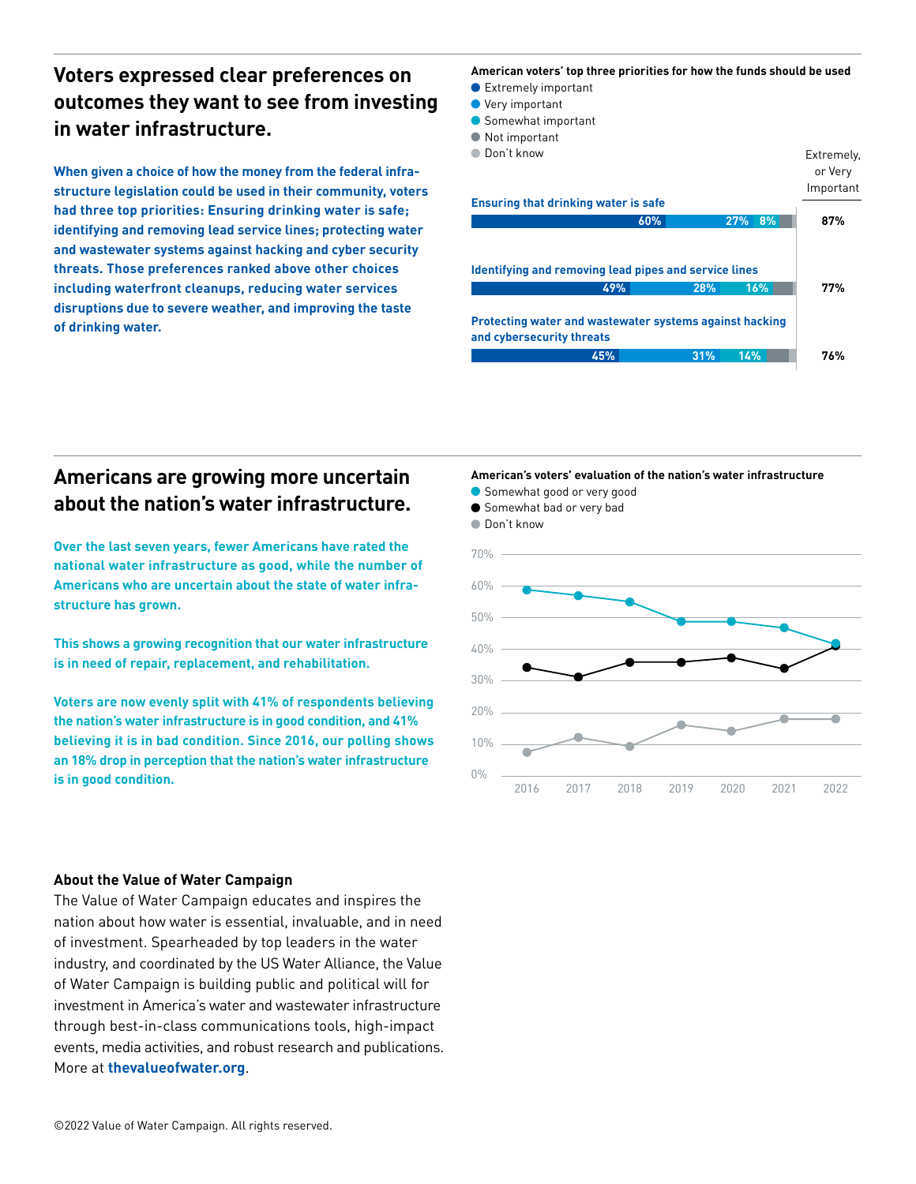## Voters expressed clear preferences on outcomes they want to see from investing in water infrastructure.

**When given a choice of how the money from the federal infrastructure legislation could be used in their community, voters had three top priorities: Ensuring drinking water is safe; identifying and removing lead service lines; protecting water and wastewater systems against hacking and cyber security threats. Those preferences ranked above other choices including waterfront cleanups, reducing water services disruptions due to severe weather, and improving the taste of drinking water.**

**American voters' top three priorities for how the funds should be used**

Extremely important
Very important
Somewhat important
Not important
Don't know

Extremely, or Very Important

**Ensuring that drinking water is safe**
60% 27% 8%
87%

**Identifying and removing lead pipes and service lines**
49% 28% 16%
77%

**Protecting water and wastewater systems against hacking and cybersecurity threats**
45% 31% 14%
76%

## Americans are growing more uncertain about the nation's water infrastructure.

**Over the last seven years, fewer Americans have rated the national water infrastructure as good, while the number of Americans who are uncertain about the state of water infrastructure has grown.**

**This shows a growing recognition that our water infrastructure is in need of repair, replacement, and rehabilitation.**

**Voters are now evenly split with 41% of respondents believing the nation's water infrastructure is in good condition, and 41% believing it is in bad condition. Since 2016, our polling shows an 18% drop in perception that the nation's water infrastructure is in good condition.**

**American's voters' evaluation of the nation's water infrastructure**

Somewhat good or very good
Somewhat bad or very bad
Don't know

70%
60%
50%
40%
30%
20%
10%
0%

2016 2017 2018 2019 2020 2021 2022

**About the Value of Water Campaign**

The Value of Water Campaign educates and inspires the nation about how water is essential, invaluable, and in need of investment. Spearheaded by top leaders in the water industry, and coordinated by the US Water Alliance, the Value of Water Campaign is building public and political will for investment in America's water and wastewater infrastructure through best-in-class communications tools, high-impact events, media activities, and robust research and publications. More at **thevalueofwater.org**.

©2022 Value of Water Campaign. All rights reserved.